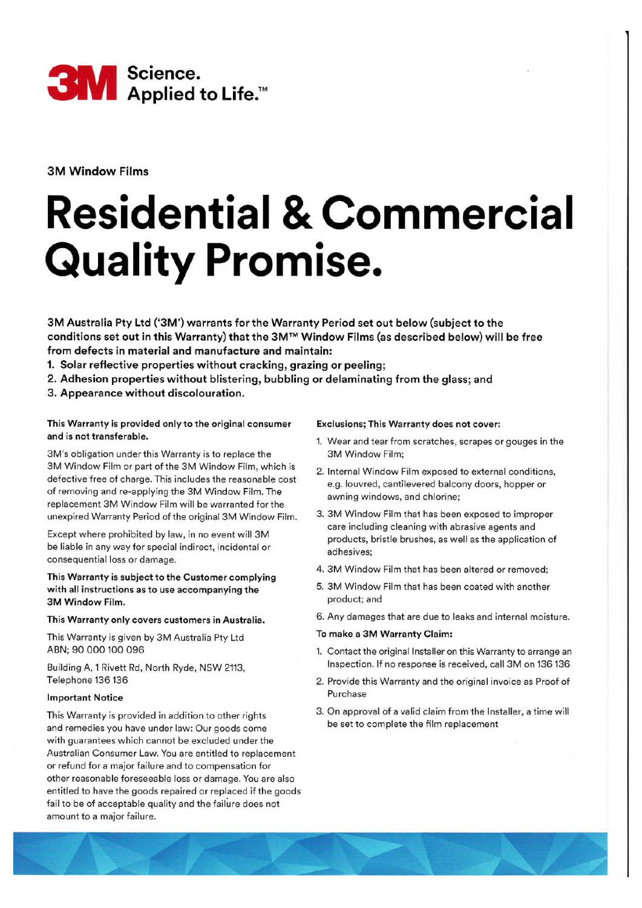**3M** Science. Applied to Life.™

3M Window Films

# Residential & Commercial Quality Promise.

**3M Australia Pty Ltd ('3M') warrants for the Warranty Period set out below (subject to the conditions set out in this Warranty) that the 3M™ Window Films (as described below) will be free from defects in material and manufacture and maintain:**

1. **Solar reflective properties without cracking, grazing or peeling;**
2. **Adhesion properties without blistering, bubbling or delaminating from the glass; and**
3. **Appearance without discolouration.**

**This Warranty is provided only to the original consumer and is not transferable.**

3M's obligation under this Warranty is to replace the 3M Window Film or part of the 3M Window Film, which is defective free of charge. This includes the reasonable cost of removing and re-applying the 3M Window Film. The replacement 3M Window Film will be warranted for the unexpired Warranty Period of the original 3M Window Film.

Except where prohibited by law, in no event will 3M be liable in any way for special indirect, incidental or consequential loss or damage.

**This Warranty is subject to the Customer complying with all instructions as to use accompanying the 3M Window Film.**

**This Warranty only covers customers in Australia.**

This Warranty is given by 3M Australia Pty Ltd ABN; 90 000 100 096

Building A, 1 Rivett Rd, North Ryde, NSW 2113, Telephone 136 136

**Important Notice**

This Warranty is provided in addition to other rights and remedies you have under law: Our goods come with guarantees which cannot be excluded under the Australian Consumer Law. You are entitled to replacement or refund for a major failure and to compensation for other reasonable foreseeable loss or damage. You are also entitled to have the goods repaired or replaced if the goods fail to be of acceptable quality and the failure does not amount to a major failure.

**Exclusions; This Warranty does not cover:**

1. Wear and tear from scratches, scrapes or gouges in the 3M Window Film;
2. Internal Window Film exposed to external conditions, e.g. louvred, cantilevered balcony doors, hopper or awning windows, and chlorine;
3. 3M Window Film that has been exposed to improper care including cleaning with abrasive agents and products, bristle brushes, as well as the application of adhesives;
4. 3M Window Film that has been altered or removed;
5. 3M Window Film that has been coated with another product; and
6. Any damages that are due to leaks and internal moisture.

**To make a 3M Warranty Claim:**

1. Contact the original Installer on this Warranty to arrange an Inspection. If no response is received, call 3M on 136 136
2. Provide this Warranty and the original invoice as Proof of Purchase
3. On approval of a valid claim from the Installer, a time will be set to complete the film replacement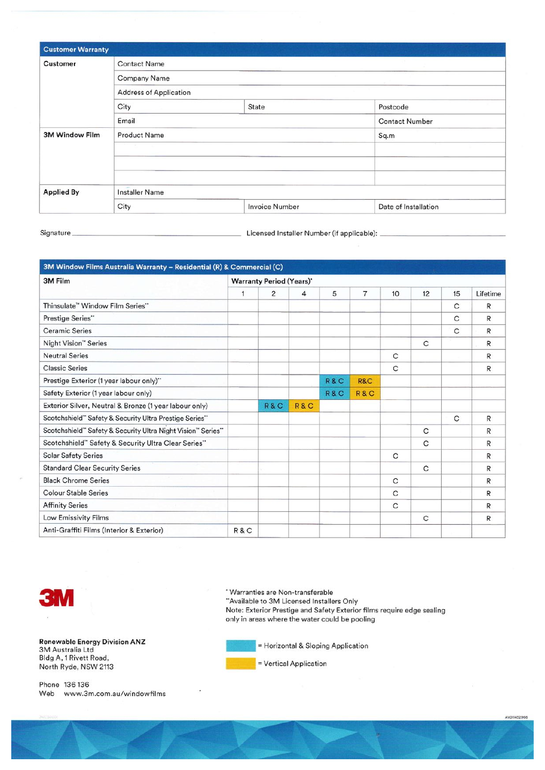| Customer Warranty | | | |
|---|---|---|---|
| **Customer** | Contact Name | | |
| | Company Name | | |
| | Address of Application | | |
| | City | State | Postcode |
| | Email | | Contact Number |
| **3M Window Film** | Product Name | | Sq.m |
| | | | |
| | | | |
| | | | |
| **Applied By** | Installer Name | | |
| | City | Invoice Number | Date of Installation |

Signature ______________________ Licensed Installer Number (if applicable): ______________________

**3M Window Films Australia Warranty – Residential (R) & Commercial (C)**

| 3M Film | Warranty Period (Years)* | | | | | | | | |
|---|---|---|---|---|---|---|---|---|---|
| | 1 | 2 | 4 | 5 | 7 | 10 | 12 | 15 | Lifetime |
| Thinsulate™ Window Film Series** | | | | | | | | C | R |
| Prestige Series** | | | | | | | | C | R |
| Ceramic Series | | | | | | | | C | R |
| Night Vision™ Series | | | | | | | C | | R |
| Neutral Series | | | | | | C | | | R |
| Classic Series | | | | | | C | | | R |
| Prestige Exterior (1 year labour only)** | | | | R & C | R&C | | | | |
| Safety Exterior (1 year labour only) | | | | R & C | R & C | | | | |
| Exterior Silver, Neutral & Bronze (1 year labour only) | | R & C | R & C | | | | | | |
| Scotchshield™ Safety & Security Ultra Prestige Series** | | | | | | | | C | R |
| Scotchshield™ Safety & Security Ultra Night Vision™ Series** | | | | | | | C | | R |
| Scotchshield™ Safety & Security Ultra Clear Series** | | | | | | | C | | R |
| Solar Safety Series | | | | | | C | | | R |
| Standard Clear Security Series | | | | | | | C | | R |
| Black Chrome Series | | | | | | C | | | R |
| Colour Stable Series | | | | | | C | | | R |
| Affinity Series | | | | | | C | | | R |
| Low Emissivity Films | | | | | | | C | | R |
| Anti-Graffiti Films (Interior & Exterior) | R & C | | | | | | | | |

\* Warranties are Non-transferable
\*\*Available to 3M Licensed Installers Only
Note: Exterior Prestige and Safety Exterior films require edge sealing only in areas where the water could be pooling

(Blue) = Horizontal & Sloping Application
(Yellow) = Vertical Application

3M

**Renewable Energy Division ANZ**
3M Australia Ltd
Bldg A, 1 Rivett Road,
North Ryde, NSW 2113

Phone 136 136
Web www.3m.com.au/windowfilms

AV011452966